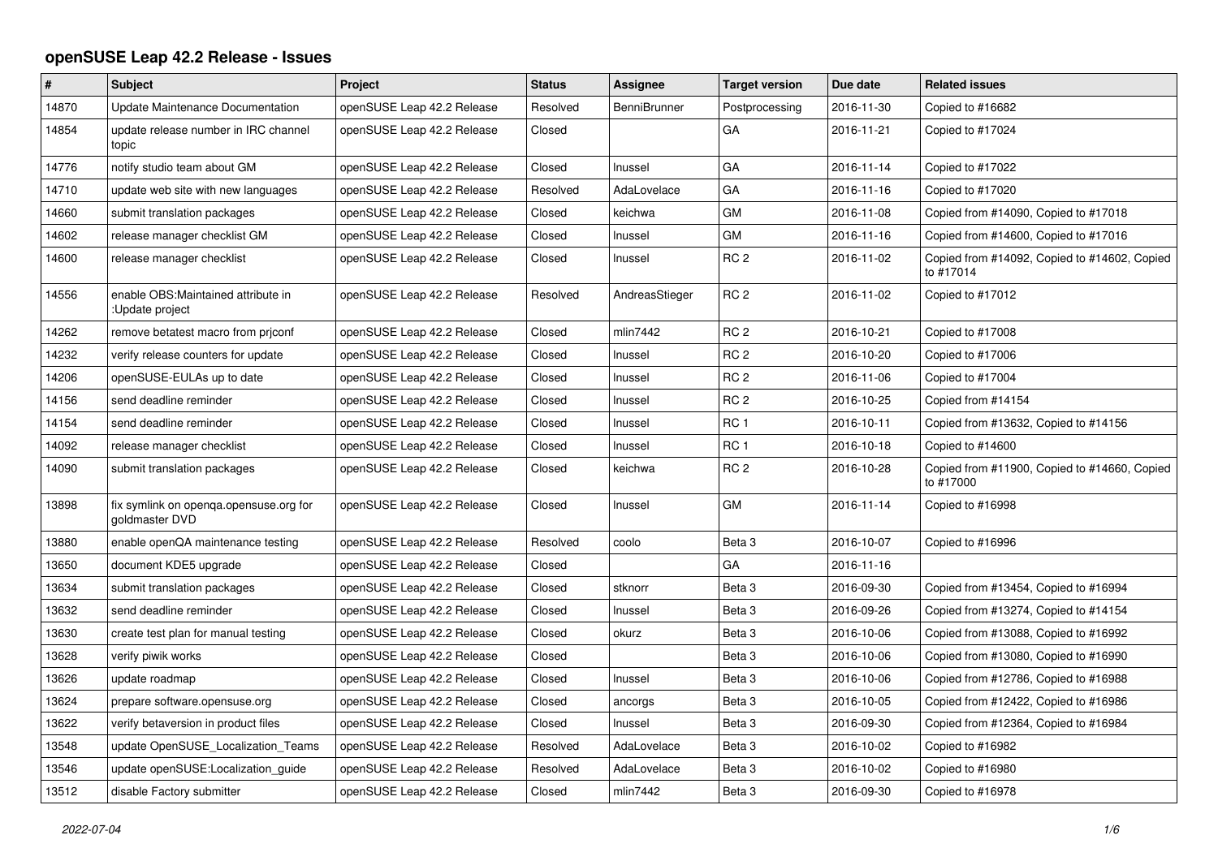# openSUSE Leap 42.2 Release - Issues

| # | Subject | Project | Status | Assignee | Target version | Due date | Related issues |
|---|---|---|---|---|---|---|---|
| 14870 | Update Maintenance Documentation | openSUSE Leap 42.2 Release | Resolved | BenniBrunner | Postprocessing | 2016-11-30 | Copied to #16682 |
| 14854 | update release number in IRC channel topic | openSUSE Leap 42.2 Release | Closed | | GA | 2016-11-21 | Copied to #17024 |
| 14776 | notify studio team about GM | openSUSE Leap 42.2 Release | Closed | lnussel | GA | 2016-11-14 | Copied to #17022 |
| 14710 | update web site with new languages | openSUSE Leap 42.2 Release | Resolved | AdaLovelace | GA | 2016-11-16 | Copied to #17020 |
| 14660 | submit translation packages | openSUSE Leap 42.2 Release | Closed | keichwa | GM | 2016-11-08 | Copied from #14090, Copied to #17018 |
| 14602 | release manager checklist GM | openSUSE Leap 42.2 Release | Closed | lnussel | GM | 2016-11-16 | Copied from #14600, Copied to #17016 |
| 14600 | release manager checklist | openSUSE Leap 42.2 Release | Closed | lnussel | RC 2 | 2016-11-02 | Copied from #14092, Copied to #14602, Copied to #17014 |
| 14556 | enable OBS:Maintained attribute in :Update project | openSUSE Leap 42.2 Release | Resolved | AndreasStieger | RC 2 | 2016-11-02 | Copied to #17012 |
| 14262 | remove betatest macro from prjconf | openSUSE Leap 42.2 Release | Closed | mlin7442 | RC 2 | 2016-10-21 | Copied to #17008 |
| 14232 | verify release counters for update | openSUSE Leap 42.2 Release | Closed | lnussel | RC 2 | 2016-10-20 | Copied to #17006 |
| 14206 | openSUSE-EULAs up to date | openSUSE Leap 42.2 Release | Closed | lnussel | RC 2 | 2016-11-06 | Copied to #17004 |
| 14156 | send deadline reminder | openSUSE Leap 42.2 Release | Closed | lnussel | RC 2 | 2016-10-25 | Copied from #14154 |
| 14154 | send deadline reminder | openSUSE Leap 42.2 Release | Closed | lnussel | RC 1 | 2016-10-11 | Copied from #13632, Copied to #14156 |
| 14092 | release manager checklist | openSUSE Leap 42.2 Release | Closed | lnussel | RC 1 | 2016-10-18 | Copied to #14600 |
| 14090 | submit translation packages | openSUSE Leap 42.2 Release | Closed | keichwa | RC 2 | 2016-10-28 | Copied from #11900, Copied to #14660, Copied to #17000 |
| 13898 | fix symlink on openqa.opensuse.org for goldmaster DVD | openSUSE Leap 42.2 Release | Closed | lnussel | GM | 2016-11-14 | Copied to #16998 |
| 13880 | enable openQA maintenance testing | openSUSE Leap 42.2 Release | Resolved | coolo | Beta 3 | 2016-10-07 | Copied to #16996 |
| 13650 | document KDE5 upgrade | openSUSE Leap 42.2 Release | Closed | | GA | 2016-11-16 | |
| 13634 | submit translation packages | openSUSE Leap 42.2 Release | Closed | stknorr | Beta 3 | 2016-09-30 | Copied from #13454, Copied to #16994 |
| 13632 | send deadline reminder | openSUSE Leap 42.2 Release | Closed | lnussel | Beta 3 | 2016-09-26 | Copied from #13274, Copied to #14154 |
| 13630 | create test plan for manual testing | openSUSE Leap 42.2 Release | Closed | okurz | Beta 3 | 2016-10-06 | Copied from #13088, Copied to #16992 |
| 13628 | verify piwik works | openSUSE Leap 42.2 Release | Closed | | Beta 3 | 2016-10-06 | Copied from #13080, Copied to #16990 |
| 13626 | update roadmap | openSUSE Leap 42.2 Release | Closed | lnussel | Beta 3 | 2016-10-06 | Copied from #12786, Copied to #16988 |
| 13624 | prepare software.opensuse.org | openSUSE Leap 42.2 Release | Closed | ancorgs | Beta 3 | 2016-10-05 | Copied from #12422, Copied to #16986 |
| 13622 | verify betaversion in product files | openSUSE Leap 42.2 Release | Closed | lnussel | Beta 3 | 2016-09-30 | Copied from #12364, Copied to #16984 |
| 13548 | update OpenSUSE_Localization_Teams | openSUSE Leap 42.2 Release | Resolved | AdaLovelace | Beta 3 | 2016-10-02 | Copied to #16982 |
| 13546 | update openSUSE:Localization_guide | openSUSE Leap 42.2 Release | Resolved | AdaLovelace | Beta 3 | 2016-10-02 | Copied to #16980 |
| 13512 | disable Factory submitter | openSUSE Leap 42.2 Release | Closed | mlin7442 | Beta 3 | 2016-09-30 | Copied to #16978 |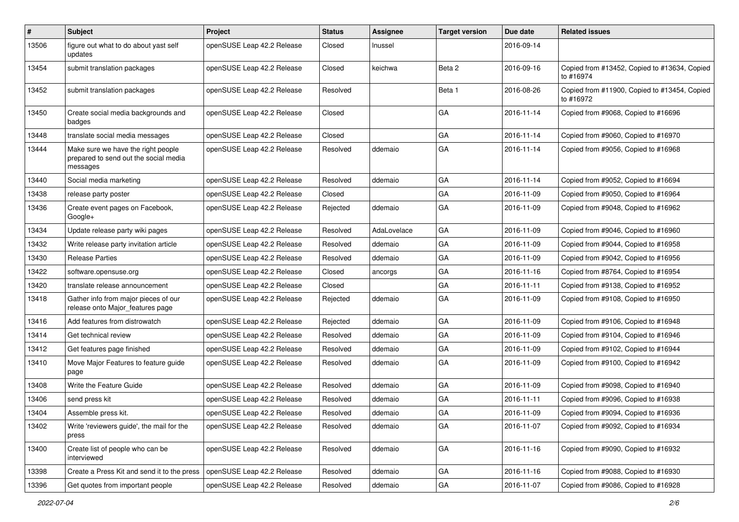| # | Subject | Project | Status | Assignee | Target version | Due date | Related issues |
|---|---|---|---|---|---|---|---|
| 13506 | figure out what to do about yast self updates | openSUSE Leap 42.2 Release | Closed | lnussel | | 2016-09-14 | |
| 13454 | submit translation packages | openSUSE Leap 42.2 Release | Closed | keichwa | Beta 2 | 2016-09-16 | Copied from #13452, Copied to #13634, Copied to #16974 |
| 13452 | submit translation packages | openSUSE Leap 42.2 Release | Resolved | | Beta 1 | 2016-08-26 | Copied from #11900, Copied to #13454, Copied to #16972 |
| 13450 | Create social media backgrounds and badges | openSUSE Leap 42.2 Release | Closed | | GA | 2016-11-14 | Copied from #9068, Copied to #16696 |
| 13448 | translate social media messages | openSUSE Leap 42.2 Release | Closed | | GA | 2016-11-14 | Copied from #9060, Copied to #16970 |
| 13444 | Make sure we have the right people prepared to send out the social media messages | openSUSE Leap 42.2 Release | Resolved | ddemaio | GA | 2016-11-14 | Copied from #9056, Copied to #16968 |
| 13440 | Social media marketing | openSUSE Leap 42.2 Release | Resolved | ddemaio | GA | 2016-11-14 | Copied from #9052, Copied to #16694 |
| 13438 | release party poster | openSUSE Leap 42.2 Release | Closed | | GA | 2016-11-09 | Copied from #9050, Copied to #16964 |
| 13436 | Create event pages on Facebook, Google+ | openSUSE Leap 42.2 Release | Rejected | ddemaio | GA | 2016-11-09 | Copied from #9048, Copied to #16962 |
| 13434 | Update release party wiki pages | openSUSE Leap 42.2 Release | Resolved | AdaLovelace | GA | 2016-11-09 | Copied from #9046, Copied to #16960 |
| 13432 | Write release party invitation article | openSUSE Leap 42.2 Release | Resolved | ddemaio | GA | 2016-11-09 | Copied from #9044, Copied to #16958 |
| 13430 | Release Parties | openSUSE Leap 42.2 Release | Resolved | ddemaio | GA | 2016-11-09 | Copied from #9042, Copied to #16956 |
| 13422 | software.opensuse.org | openSUSE Leap 42.2 Release | Closed | ancorgs | GA | 2016-11-16 | Copied from #8764, Copied to #16954 |
| 13420 | translate release announcement | openSUSE Leap 42.2 Release | Closed | | GA | 2016-11-11 | Copied from #9138, Copied to #16952 |
| 13418 | Gather info from major pieces of our release onto Major_features page | openSUSE Leap 42.2 Release | Rejected | ddemaio | GA | 2016-11-09 | Copied from #9108, Copied to #16950 |
| 13416 | Add features from distrowatch | openSUSE Leap 42.2 Release | Rejected | ddemaio | GA | 2016-11-09 | Copied from #9106, Copied to #16948 |
| 13414 | Get technical review | openSUSE Leap 42.2 Release | Resolved | ddemaio | GA | 2016-11-09 | Copied from #9104, Copied to #16946 |
| 13412 | Get features page finished | openSUSE Leap 42.2 Release | Resolved | ddemaio | GA | 2016-11-09 | Copied from #9102, Copied to #16944 |
| 13410 | Move Major Features to feature guide page | openSUSE Leap 42.2 Release | Resolved | ddemaio | GA | 2016-11-09 | Copied from #9100, Copied to #16942 |
| 13408 | Write the Feature Guide | openSUSE Leap 42.2 Release | Resolved | ddemaio | GA | 2016-11-09 | Copied from #9098, Copied to #16940 |
| 13406 | send press kit | openSUSE Leap 42.2 Release | Resolved | ddemaio | GA | 2016-11-11 | Copied from #9096, Copied to #16938 |
| 13404 | Assemble press kit. | openSUSE Leap 42.2 Release | Resolved | ddemaio | GA | 2016-11-09 | Copied from #9094, Copied to #16936 |
| 13402 | Write 'reviewers guide', the mail for the press | openSUSE Leap 42.2 Release | Resolved | ddemaio | GA | 2016-11-07 | Copied from #9092, Copied to #16934 |
| 13400 | Create list of people who can be interviewed | openSUSE Leap 42.2 Release | Resolved | ddemaio | GA | 2016-11-16 | Copied from #9090, Copied to #16932 |
| 13398 | Create a Press Kit and send it to the press | openSUSE Leap 42.2 Release | Resolved | ddemaio | GA | 2016-11-16 | Copied from #9088, Copied to #16930 |
| 13396 | Get quotes from important people | openSUSE Leap 42.2 Release | Resolved | ddemaio | GA | 2016-11-07 | Copied from #9086, Copied to #16928 |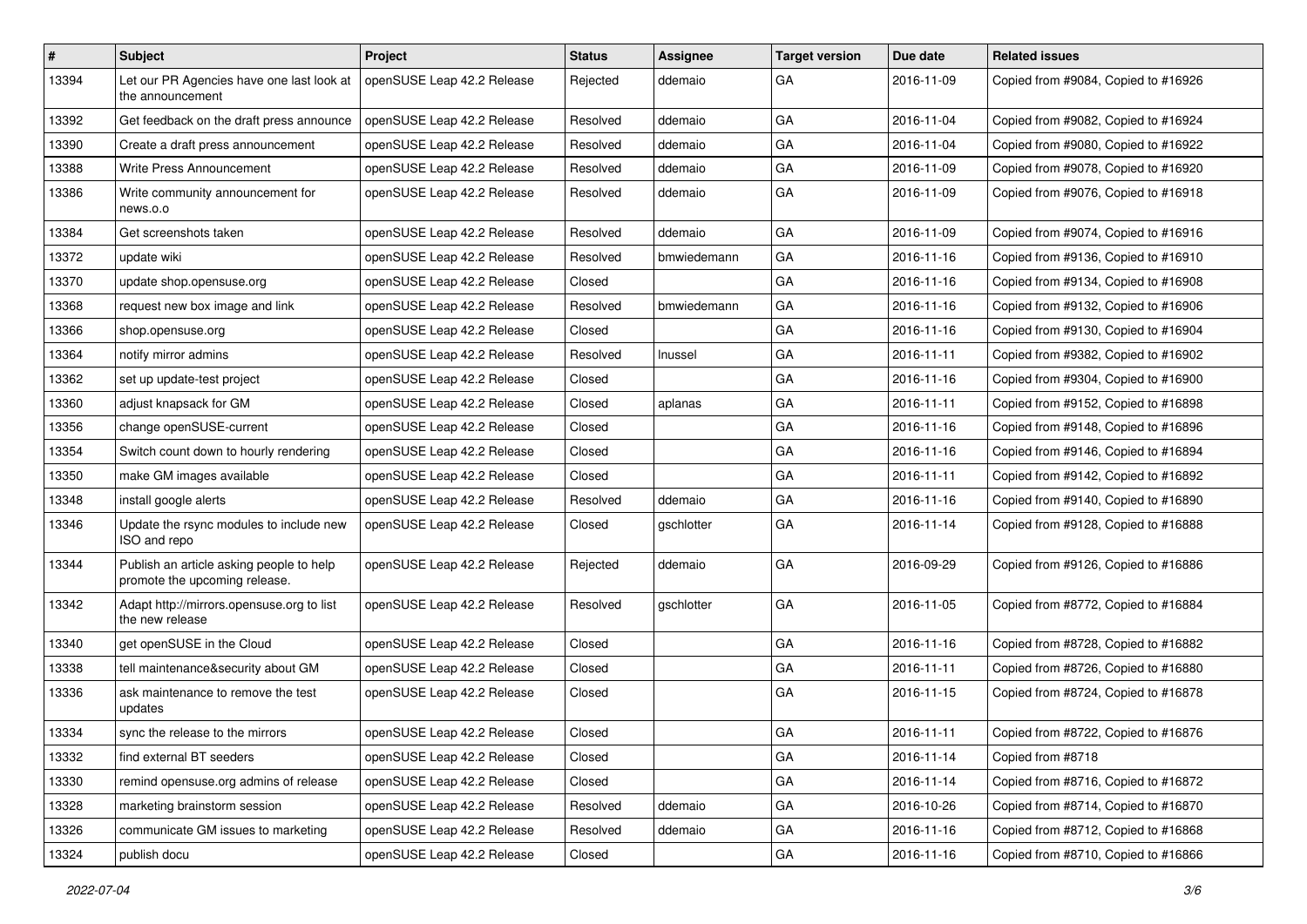| # | Subject | Project | Status | Assignee | Target version | Due date | Related issues |
|---|---|---|---|---|---|---|---|
| 13394 | Let our PR Agencies have one last look at the announcement | openSUSE Leap 42.2 Release | Rejected | ddemaio | GA | 2016-11-09 | Copied from #9084, Copied to #16926 |
| 13392 | Get feedback on the draft press announce | openSUSE Leap 42.2 Release | Resolved | ddemaio | GA | 2016-11-04 | Copied from #9082, Copied to #16924 |
| 13390 | Create a draft press announcement | openSUSE Leap 42.2 Release | Resolved | ddemaio | GA | 2016-11-04 | Copied from #9080, Copied to #16922 |
| 13388 | Write Press Announcement | openSUSE Leap 42.2 Release | Resolved | ddemaio | GA | 2016-11-09 | Copied from #9078, Copied to #16920 |
| 13386 | Write community announcement for news.o.o | openSUSE Leap 42.2 Release | Resolved | ddemaio | GA | 2016-11-09 | Copied from #9076, Copied to #16918 |
| 13384 | Get screenshots taken | openSUSE Leap 42.2 Release | Resolved | ddemaio | GA | 2016-11-09 | Copied from #9074, Copied to #16916 |
| 13372 | update wiki | openSUSE Leap 42.2 Release | Resolved | bmwiedemann | GA | 2016-11-16 | Copied from #9136, Copied to #16910 |
| 13370 | update shop.opensuse.org | openSUSE Leap 42.2 Release | Closed | | GA | 2016-11-16 | Copied from #9134, Copied to #16908 |
| 13368 | request new box image and link | openSUSE Leap 42.2 Release | Resolved | bmwiedemann | GA | 2016-11-16 | Copied from #9132, Copied to #16906 |
| 13366 | shop.opensuse.org | openSUSE Leap 42.2 Release | Closed | | GA | 2016-11-16 | Copied from #9130, Copied to #16904 |
| 13364 | notify mirror admins | openSUSE Leap 42.2 Release | Resolved | lnussel | GA | 2016-11-11 | Copied from #9382, Copied to #16902 |
| 13362 | set up update-test project | openSUSE Leap 42.2 Release | Closed | | GA | 2016-11-16 | Copied from #9304, Copied to #16900 |
| 13360 | adjust knapsack for GM | openSUSE Leap 42.2 Release | Closed | aplanas | GA | 2016-11-11 | Copied from #9152, Copied to #16898 |
| 13356 | change openSUSE-current | openSUSE Leap 42.2 Release | Closed | | GA | 2016-11-16 | Copied from #9148, Copied to #16896 |
| 13354 | Switch count down to hourly rendering | openSUSE Leap 42.2 Release | Closed | | GA | 2016-11-16 | Copied from #9146, Copied to #16894 |
| 13350 | make GM images available | openSUSE Leap 42.2 Release | Closed | | GA | 2016-11-11 | Copied from #9142, Copied to #16892 |
| 13348 | install google alerts | openSUSE Leap 42.2 Release | Resolved | ddemaio | GA | 2016-11-16 | Copied from #9140, Copied to #16890 |
| 13346 | Update the rsync modules to include new ISO and repo | openSUSE Leap 42.2 Release | Closed | gschlotter | GA | 2016-11-14 | Copied from #9128, Copied to #16888 |
| 13344 | Publish an article asking people to help promote the upcoming release. | openSUSE Leap 42.2 Release | Rejected | ddemaio | GA | 2016-09-29 | Copied from #9126, Copied to #16886 |
| 13342 | Adapt http://mirrors.opensuse.org to list the new release | openSUSE Leap 42.2 Release | Resolved | gschlotter | GA | 2016-11-05 | Copied from #8772, Copied to #16884 |
| 13340 | get openSUSE in the Cloud | openSUSE Leap 42.2 Release | Closed | | GA | 2016-11-16 | Copied from #8728, Copied to #16882 |
| 13338 | tell maintenance&security about GM | openSUSE Leap 42.2 Release | Closed | | GA | 2016-11-11 | Copied from #8726, Copied to #16880 |
| 13336 | ask maintenance to remove the test updates | openSUSE Leap 42.2 Release | Closed | | GA | 2016-11-15 | Copied from #8724, Copied to #16878 |
| 13334 | sync the release to the mirrors | openSUSE Leap 42.2 Release | Closed | | GA | 2016-11-11 | Copied from #8722, Copied to #16876 |
| 13332 | find external BT seeders | openSUSE Leap 42.2 Release | Closed | | GA | 2016-11-14 | Copied from #8718 |
| 13330 | remind opensuse.org admins of release | openSUSE Leap 42.2 Release | Closed | | GA | 2016-11-14 | Copied from #8716, Copied to #16872 |
| 13328 | marketing brainstorm session | openSUSE Leap 42.2 Release | Resolved | ddemaio | GA | 2016-10-26 | Copied from #8714, Copied to #16870 |
| 13326 | communicate GM issues to marketing | openSUSE Leap 42.2 Release | Resolved | ddemaio | GA | 2016-11-16 | Copied from #8712, Copied to #16868 |
| 13324 | publish docu | openSUSE Leap 42.2 Release | Closed | | GA | 2016-11-16 | Copied from #8710, Copied to #16866 |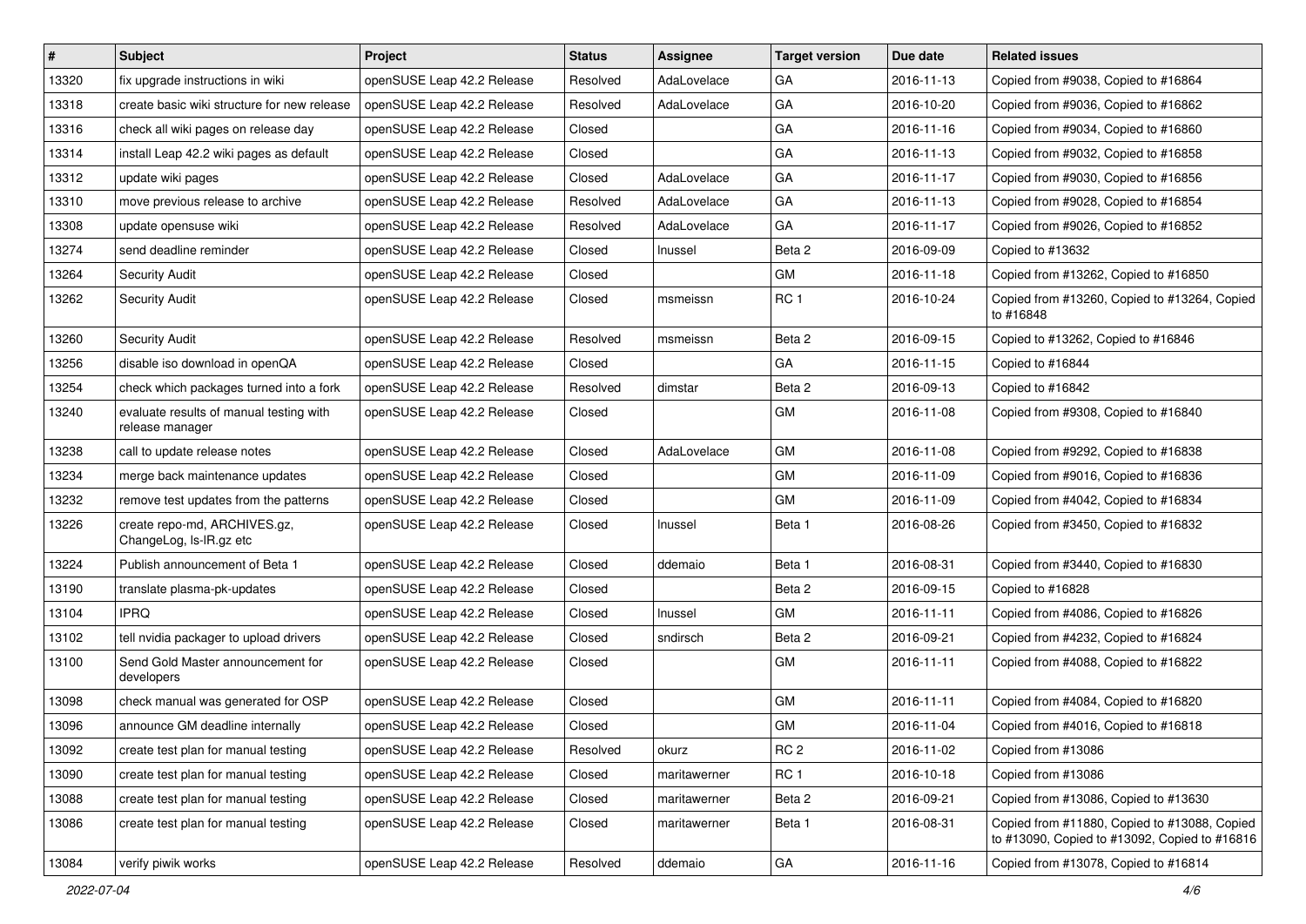| # | Subject | Project | Status | Assignee | Target version | Due date | Related issues |
|---|---|---|---|---|---|---|---|
| 13320 | fix upgrade instructions in wiki | openSUSE Leap 42.2 Release | Resolved | AdaLovelace | GA | 2016-11-13 | Copied from #9038, Copied to #16864 |
| 13318 | create basic wiki structure for new release | openSUSE Leap 42.2 Release | Resolved | AdaLovelace | GA | 2016-10-20 | Copied from #9036, Copied to #16862 |
| 13316 | check all wiki pages on release day | openSUSE Leap 42.2 Release | Closed | | GA | 2016-11-16 | Copied from #9034, Copied to #16860 |
| 13314 | install Leap 42.2 wiki pages as default | openSUSE Leap 42.2 Release | Closed | | GA | 2016-11-13 | Copied from #9032, Copied to #16858 |
| 13312 | update wiki pages | openSUSE Leap 42.2 Release | Closed | AdaLovelace | GA | 2016-11-17 | Copied from #9030, Copied to #16856 |
| 13310 | move previous release to archive | openSUSE Leap 42.2 Release | Resolved | AdaLovelace | GA | 2016-11-13 | Copied from #9028, Copied to #16854 |
| 13308 | update opensuse wiki | openSUSE Leap 42.2 Release | Resolved | AdaLovelace | GA | 2016-11-17 | Copied from #9026, Copied to #16852 |
| 13274 | send deadline reminder | openSUSE Leap 42.2 Release | Closed | lnussel | Beta 2 | 2016-09-09 | Copied to #13632 |
| 13264 | Security Audit | openSUSE Leap 42.2 Release | Closed | | GM | 2016-11-18 | Copied from #13262, Copied to #16850 |
| 13262 | Security Audit | openSUSE Leap 42.2 Release | Closed | msmeissn | RC 1 | 2016-10-24 | Copied from #13260, Copied to #13264, Copied to #16848 |
| 13260 | Security Audit | openSUSE Leap 42.2 Release | Resolved | msmeissn | Beta 2 | 2016-09-15 | Copied to #13262, Copied to #16846 |
| 13256 | disable iso download in openQA | openSUSE Leap 42.2 Release | Closed | | GA | 2016-11-15 | Copied to #16844 |
| 13254 | check which packages turned into a fork | openSUSE Leap 42.2 Release | Resolved | dimstar | Beta 2 | 2016-09-13 | Copied to #16842 |
| 13240 | evaluate results of manual testing with release manager | openSUSE Leap 42.2 Release | Closed | | GM | 2016-11-08 | Copied from #9308, Copied to #16840 |
| 13238 | call to update release notes | openSUSE Leap 42.2 Release | Closed | AdaLovelace | GM | 2016-11-08 | Copied from #9292, Copied to #16838 |
| 13234 | merge back maintenance updates | openSUSE Leap 42.2 Release | Closed | | GM | 2016-11-09 | Copied from #9016, Copied to #16836 |
| 13232 | remove test updates from the patterns | openSUSE Leap 42.2 Release | Closed | | GM | 2016-11-09 | Copied from #4042, Copied to #16834 |
| 13226 | create repo-md, ARCHIVES.gz, ChangeLog, ls-lR.gz etc | openSUSE Leap 42.2 Release | Closed | lnussel | Beta 1 | 2016-08-26 | Copied from #3450, Copied to #16832 |
| 13224 | Publish announcement of Beta 1 | openSUSE Leap 42.2 Release | Closed | ddemaio | Beta 1 | 2016-08-31 | Copied from #3440, Copied to #16830 |
| 13190 | translate plasma-pk-updates | openSUSE Leap 42.2 Release | Closed | | Beta 2 | 2016-09-15 | Copied to #16828 |
| 13104 | IPRQ | openSUSE Leap 42.2 Release | Closed | lnussel | GM | 2016-11-11 | Copied from #4086, Copied to #16826 |
| 13102 | tell nvidia packager to upload drivers | openSUSE Leap 42.2 Release | Closed | sndirsch | Beta 2 | 2016-09-21 | Copied from #4232, Copied to #16824 |
| 13100 | Send Gold Master announcement for developers | openSUSE Leap 42.2 Release | Closed | | GM | 2016-11-11 | Copied from #4088, Copied to #16822 |
| 13098 | check manual was generated for OSP | openSUSE Leap 42.2 Release | Closed | | GM | 2016-11-11 | Copied from #4084, Copied to #16820 |
| 13096 | announce GM deadline internally | openSUSE Leap 42.2 Release | Closed | | GM | 2016-11-04 | Copied from #4016, Copied to #16818 |
| 13092 | create test plan for manual testing | openSUSE Leap 42.2 Release | Resolved | okurz | RC 2 | 2016-11-02 | Copied from #13086 |
| 13090 | create test plan for manual testing | openSUSE Leap 42.2 Release | Closed | maritawerner | RC 1 | 2016-10-18 | Copied from #13086 |
| 13088 | create test plan for manual testing | openSUSE Leap 42.2 Release | Closed | maritawerner | Beta 2 | 2016-09-21 | Copied from #13086, Copied to #13630 |
| 13086 | create test plan for manual testing | openSUSE Leap 42.2 Release | Closed | maritawerner | Beta 1 | 2016-08-31 | Copied from #11880, Copied to #13088, Copied to #13090, Copied to #13092, Copied to #16816 |
| 13084 | verify piwik works | openSUSE Leap 42.2 Release | Resolved | ddemaio | GA | 2016-11-16 | Copied from #13078, Copied to #16814 |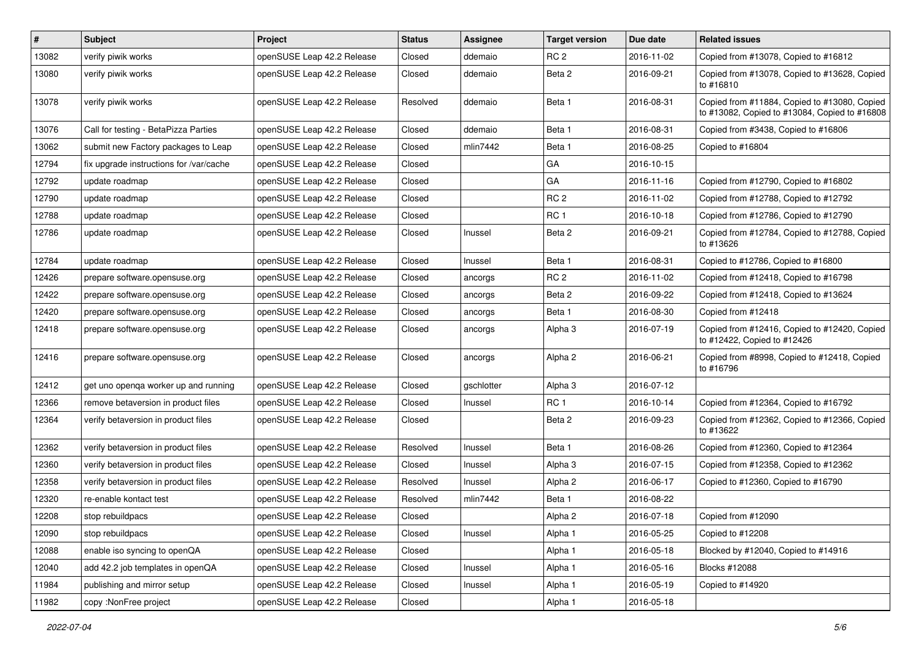| # | Subject | Project | Status | Assignee | Target version | Due date | Related issues |
|---|---|---|---|---|---|---|---|
| 13082 | verify piwik works | openSUSE Leap 42.2 Release | Closed | ddemaio | RC 2 | 2016-11-02 | Copied from #13078, Copied to #16812 |
| 13080 | verify piwik works | openSUSE Leap 42.2 Release | Closed | ddemaio | Beta 2 | 2016-09-21 | Copied from #13078, Copied to #13628, Copied to #16810 |
| 13078 | verify piwik works | openSUSE Leap 42.2 Release | Resolved | ddemaio | Beta 1 | 2016-08-31 | Copied from #11884, Copied to #13080, Copied to #13082, Copied to #13084, Copied to #16808 |
| 13076 | Call for testing - BetaPizza Parties | openSUSE Leap 42.2 Release | Closed | ddemaio | Beta 1 | 2016-08-31 | Copied from #3438, Copied to #16806 |
| 13062 | submit new Factory packages to Leap | openSUSE Leap 42.2 Release | Closed | mlin7442 | Beta 1 | 2016-08-25 | Copied to #16804 |
| 12794 | fix upgrade instructions for /var/cache | openSUSE Leap 42.2 Release | Closed | | GA | 2016-10-15 | |
| 12792 | update roadmap | openSUSE Leap 42.2 Release | Closed | | GA | 2016-11-16 | Copied from #12790, Copied to #16802 |
| 12790 | update roadmap | openSUSE Leap 42.2 Release | Closed | | RC 2 | 2016-11-02 | Copied from #12788, Copied to #12792 |
| 12788 | update roadmap | openSUSE Leap 42.2 Release | Closed | | RC 1 | 2016-10-18 | Copied from #12786, Copied to #12790 |
| 12786 | update roadmap | openSUSE Leap 42.2 Release | Closed | lnussel | Beta 2 | 2016-09-21 | Copied from #12784, Copied to #12788, Copied to #13626 |
| 12784 | update roadmap | openSUSE Leap 42.2 Release | Closed | lnussel | Beta 1 | 2016-08-31 | Copied to #12786, Copied to #16800 |
| 12426 | prepare software.opensuse.org | openSUSE Leap 42.2 Release | Closed | ancorgs | RC 2 | 2016-11-02 | Copied from #12418, Copied to #16798 |
| 12422 | prepare software.opensuse.org | openSUSE Leap 42.2 Release | Closed | ancorgs | Beta 2 | 2016-09-22 | Copied from #12418, Copied to #13624 |
| 12420 | prepare software.opensuse.org | openSUSE Leap 42.2 Release | Closed | ancorgs | Beta 1 | 2016-08-30 | Copied from #12418 |
| 12418 | prepare software.opensuse.org | openSUSE Leap 42.2 Release | Closed | ancorgs | Alpha 3 | 2016-07-19 | Copied from #12416, Copied to #12420, Copied to #12422, Copied to #12426 |
| 12416 | prepare software.opensuse.org | openSUSE Leap 42.2 Release | Closed | ancorgs | Alpha 2 | 2016-06-21 | Copied from #8998, Copied to #12418, Copied to #16796 |
| 12412 | get uno openqa worker up and running | openSUSE Leap 42.2 Release | Closed | gschlotter | Alpha 3 | 2016-07-12 | |
| 12366 | remove betaversion in product files | openSUSE Leap 42.2 Release | Closed | lnussel | RC 1 | 2016-10-14 | Copied from #12364, Copied to #16792 |
| 12364 | verify betaversion in product files | openSUSE Leap 42.2 Release | Closed | | Beta 2 | 2016-09-23 | Copied from #12362, Copied to #12366, Copied to #13622 |
| 12362 | verify betaversion in product files | openSUSE Leap 42.2 Release | Resolved | lnussel | Beta 1 | 2016-08-26 | Copied from #12360, Copied to #12364 |
| 12360 | verify betaversion in product files | openSUSE Leap 42.2 Release | Closed | lnussel | Alpha 3 | 2016-07-15 | Copied from #12358, Copied to #12362 |
| 12358 | verify betaversion in product files | openSUSE Leap 42.2 Release | Resolved | lnussel | Alpha 2 | 2016-06-17 | Copied to #12360, Copied to #16790 |
| 12320 | re-enable kontact test | openSUSE Leap 42.2 Release | Resolved | mlin7442 | Beta 1 | 2016-08-22 | |
| 12208 | stop rebuildpacs | openSUSE Leap 42.2 Release | Closed | | Alpha 2 | 2016-07-18 | Copied from #12090 |
| 12090 | stop rebuildpacs | openSUSE Leap 42.2 Release | Closed | lnussel | Alpha 1 | 2016-05-25 | Copied to #12208 |
| 12088 | enable iso syncing to openQA | openSUSE Leap 42.2 Release | Closed | | Alpha 1 | 2016-05-18 | Blocked by #12040, Copied to #14916 |
| 12040 | add 42.2 job templates in openQA | openSUSE Leap 42.2 Release | Closed | lnussel | Alpha 1 | 2016-05-16 | Blocks #12088 |
| 11984 | publishing and mirror setup | openSUSE Leap 42.2 Release | Closed | lnussel | Alpha 1 | 2016-05-19 | Copied to #14920 |
| 11982 | copy :NonFree project | openSUSE Leap 42.2 Release | Closed | | Alpha 1 | 2016-05-18 | |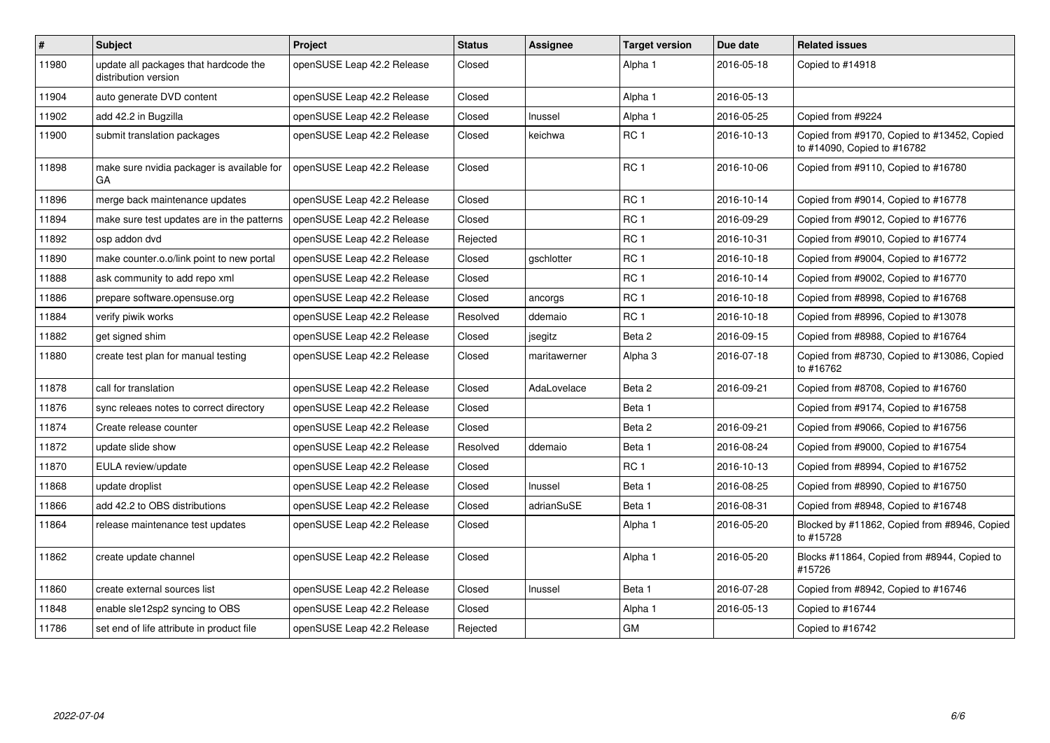| # | Subject | Project | Status | Assignee | Target version | Due date | Related issues |
| --- | --- | --- | --- | --- | --- | --- | --- |
| 11980 | update all packages that hardcode the distribution version | openSUSE Leap 42.2 Release | Closed | | Alpha 1 | 2016-05-18 | Copied to #14918 |
| 11904 | auto generate DVD content | openSUSE Leap 42.2 Release | Closed | | Alpha 1 | 2016-05-13 | |
| 11902 | add 42.2 in Bugzilla | openSUSE Leap 42.2 Release | Closed | lnussel | Alpha 1 | 2016-05-25 | Copied from #9224 |
| 11900 | submit translation packages | openSUSE Leap 42.2 Release | Closed | keichwa | RC 1 | 2016-10-13 | Copied from #9170, Copied to #13452, Copied to #14090, Copied to #16782 |
| 11898 | make sure nvidia packager is available for GA | openSUSE Leap 42.2 Release | Closed | | RC 1 | 2016-10-06 | Copied from #9110, Copied to #16780 |
| 11896 | merge back maintenance updates | openSUSE Leap 42.2 Release | Closed | | RC 1 | 2016-10-14 | Copied from #9014, Copied to #16778 |
| 11894 | make sure test updates are in the patterns | openSUSE Leap 42.2 Release | Closed | | RC 1 | 2016-09-29 | Copied from #9012, Copied to #16776 |
| 11892 | osp addon dvd | openSUSE Leap 42.2 Release | Rejected | | RC 1 | 2016-10-31 | Copied from #9010, Copied to #16774 |
| 11890 | make counter.o.o/link point to new portal | openSUSE Leap 42.2 Release | Closed | gschlotter | RC 1 | 2016-10-18 | Copied from #9004, Copied to #16772 |
| 11888 | ask community to add repo xml | openSUSE Leap 42.2 Release | Closed | | RC 1 | 2016-10-14 | Copied from #9002, Copied to #16770 |
| 11886 | prepare software.opensuse.org | openSUSE Leap 42.2 Release | Closed | ancorgs | RC 1 | 2016-10-18 | Copied from #8998, Copied to #16768 |
| 11884 | verify piwik works | openSUSE Leap 42.2 Release | Resolved | ddemaio | RC 1 | 2016-10-18 | Copied from #8996, Copied to #13078 |
| 11882 | get signed shim | openSUSE Leap 42.2 Release | Closed | jsegitz | Beta 2 | 2016-09-15 | Copied from #8988, Copied to #16764 |
| 11880 | create test plan for manual testing | openSUSE Leap 42.2 Release | Closed | maritawerner | Alpha 3 | 2016-07-18 | Copied from #8730, Copied to #13086, Copied to #16762 |
| 11878 | call for translation | openSUSE Leap 42.2 Release | Closed | AdaLovelace | Beta 2 | 2016-09-21 | Copied from #8708, Copied to #16760 |
| 11876 | sync releaes notes to correct directory | openSUSE Leap 42.2 Release | Closed | | Beta 1 | | Copied from #9174, Copied to #16758 |
| 11874 | Create release counter | openSUSE Leap 42.2 Release | Closed | | Beta 2 | 2016-09-21 | Copied from #9066, Copied to #16756 |
| 11872 | update slide show | openSUSE Leap 42.2 Release | Resolved | ddemaio | Beta 1 | 2016-08-24 | Copied from #9000, Copied to #16754 |
| 11870 | EULA review/update | openSUSE Leap 42.2 Release | Closed | | RC 1 | 2016-10-13 | Copied from #8994, Copied to #16752 |
| 11868 | update droplist | openSUSE Leap 42.2 Release | Closed | lnussel | Beta 1 | 2016-08-25 | Copied from #8990, Copied to #16750 |
| 11866 | add 42.2 to OBS distributions | openSUSE Leap 42.2 Release | Closed | adrianSuSE | Beta 1 | 2016-08-31 | Copied from #8948, Copied to #16748 |
| 11864 | release maintenance test updates | openSUSE Leap 42.2 Release | Closed | | Alpha 1 | 2016-05-20 | Blocked by #11862, Copied from #8946, Copied to #15728 |
| 11862 | create update channel | openSUSE Leap 42.2 Release | Closed | | Alpha 1 | 2016-05-20 | Blocks #11864, Copied from #8944, Copied to #15726 |
| 11860 | create external sources list | openSUSE Leap 42.2 Release | Closed | lnussel | Beta 1 | 2016-07-28 | Copied from #8942, Copied to #16746 |
| 11848 | enable sle12sp2 syncing to OBS | openSUSE Leap 42.2 Release | Closed | | Alpha 1 | 2016-05-13 | Copied to #16744 |
| 11786 | set end of life attribute in product file | openSUSE Leap 42.2 Release | Rejected | | GM | | Copied to #16742 |